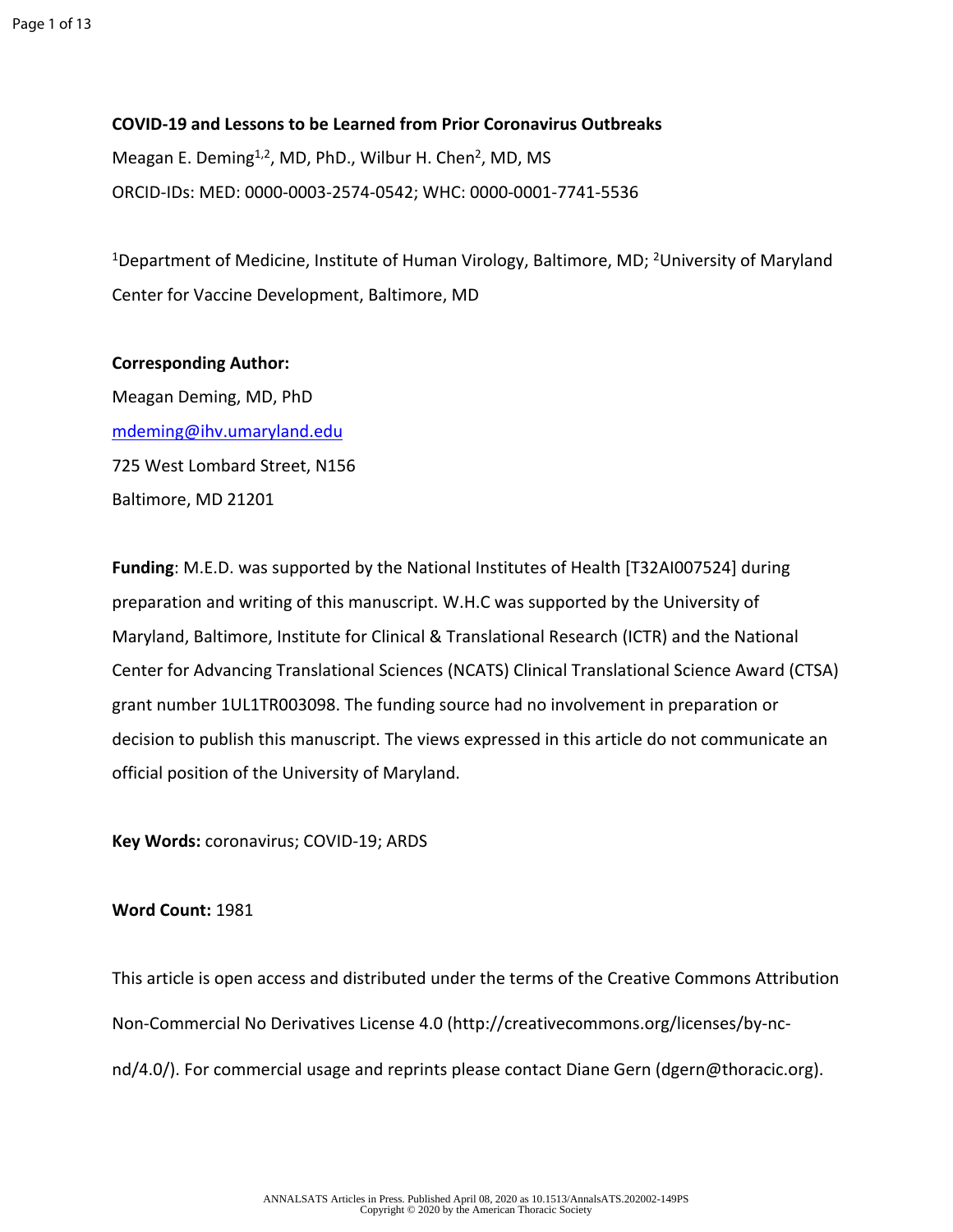**COVID-19 and Lessons to be Learned from Prior Coronavirus Outbreaks**

Meagan E. Deming[1,2], MD, PhD., Wilbur H. Chen[2], MD, MS

ORCID-IDs: MED: 0000-0003-2574-0542; WHC: 0000-0001-7741-5536

[1]Department of Medicine, Institute of Human Virology, Baltimore, MD; [2]University of Maryland Center for Vaccine Development, Baltimore, MD

**Corresponding Author:**

Meagan Deming, MD, PhD

mdeming@ihv.umaryland.edu

725 West Lombard Street, N156

Baltimore, MD 21201

**Funding**: M.E.D. was supported by the National Institutes of Health [T32AI007524] during preparation and writing of this manuscript. W.H.C was supported by the University of Maryland, Baltimore, Institute for Clinical & Translational Research (ICTR) and the National Center for Advancing Translational Sciences (NCATS) Clinical Translational Science Award (CTSA) grant number 1UL1TR003098. The funding source had no involvement in preparation or decision to publish this manuscript. The views expressed in this article do not communicate an official position of the University of Maryland.

**Key Words:** coronavirus; COVID-19; ARDS

**Word Count:** 1981

This article is open access and distributed under the terms of the Creative Commons Attribution Non-Commercial No Derivatives License 4.0 (http://creativecommons.org/licenses/by-nc-nd/4.0/). For commercial usage and reprints please contact Diane Gern (dgern@thoracic.org).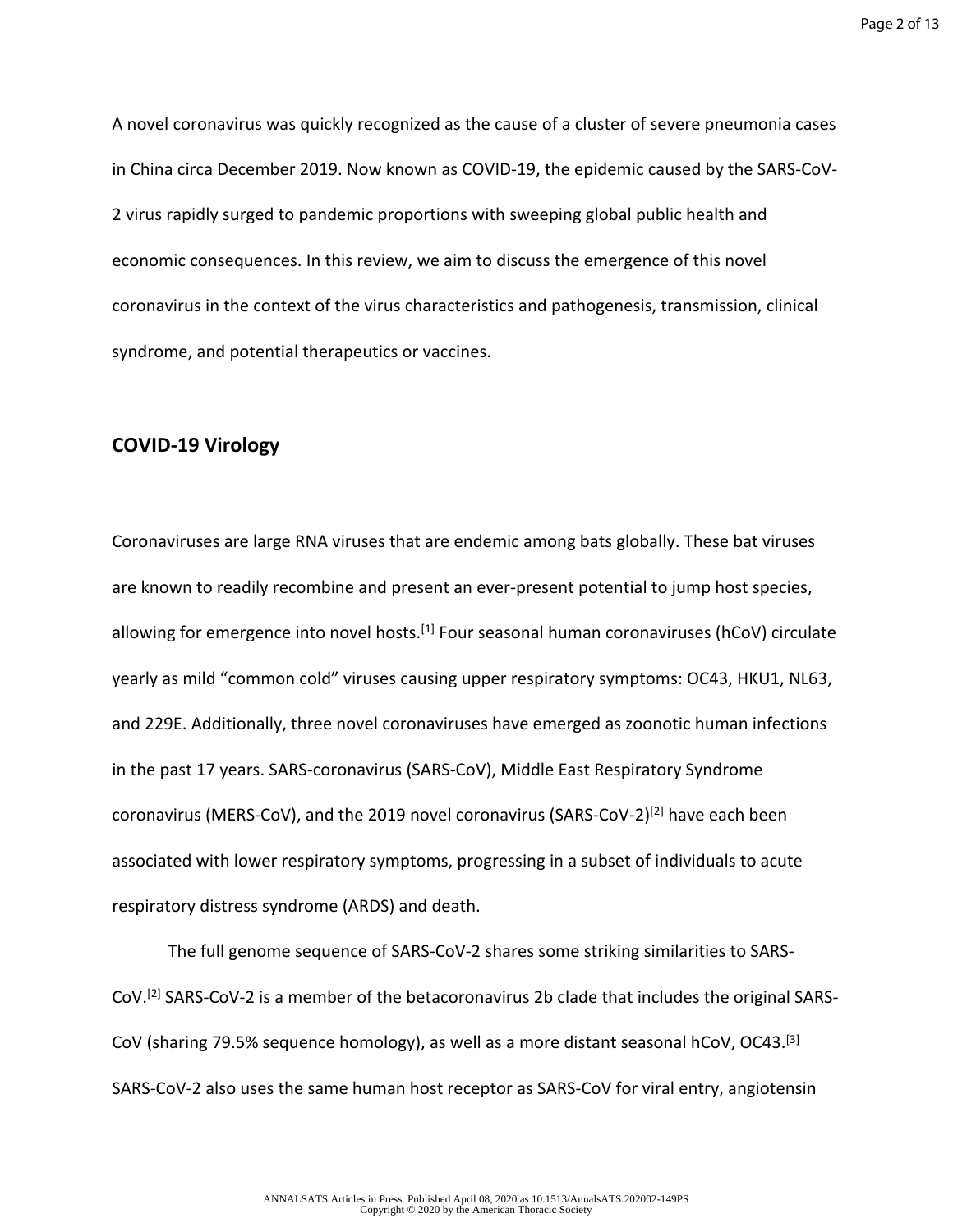A novel coronavirus was quickly recognized as the cause of a cluster of severe pneumonia cases in China circa December 2019. Now known as COVID-19, the epidemic caused by the SARS-CoV-2 virus rapidly surged to pandemic proportions with sweeping global public health and economic consequences. In this review, we aim to discuss the emergence of this novel coronavirus in the context of the virus characteristics and pathogenesis, transmission, clinical syndrome, and potential therapeutics or vaccines.

## COVID-19 Virology

Coronaviruses are large RNA viruses that are endemic among bats globally. These bat viruses are known to readily recombine and present an ever-present potential to jump host species, allowing for emergence into novel hosts.[1] Four seasonal human coronaviruses (hCoV) circulate yearly as mild "common cold" viruses causing upper respiratory symptoms: OC43, HKU1, NL63, and 229E. Additionally, three novel coronaviruses have emerged as zoonotic human infections in the past 17 years. SARS-coronavirus (SARS-CoV), Middle East Respiratory Syndrome coronavirus (MERS-CoV), and the 2019 novel coronavirus (SARS-CoV-2)[2] have each been associated with lower respiratory symptoms, progressing in a subset of individuals to acute respiratory distress syndrome (ARDS) and death.

The full genome sequence of SARS-CoV-2 shares some striking similarities to SARS-CoV.[2] SARS-CoV-2 is a member of the betacoronavirus 2b clade that includes the original SARS-CoV (sharing 79.5% sequence homology), as well as a more distant seasonal hCoV, OC43.[3] SARS-CoV-2 also uses the same human host receptor as SARS-CoV for viral entry, angiotensin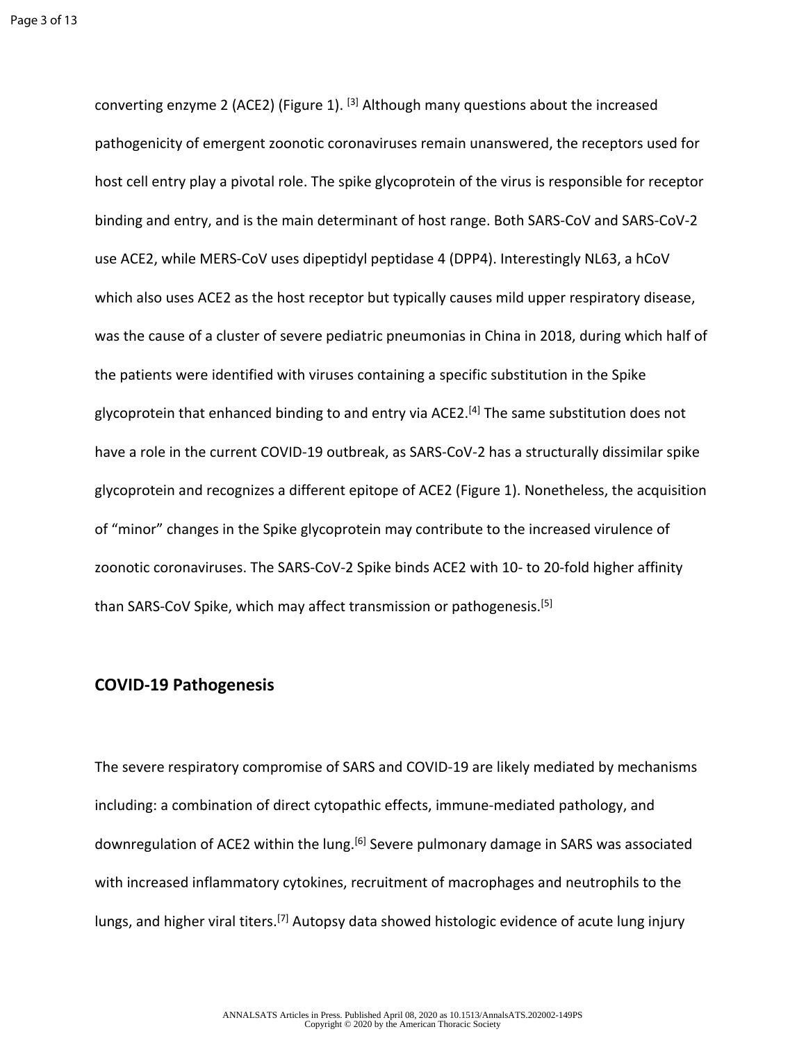converting enzyme 2 (ACE2) (Figure 1). [3] Although many questions about the increased pathogenicity of emergent zoonotic coronaviruses remain unanswered, the receptors used for host cell entry play a pivotal role. The spike glycoprotein of the virus is responsible for receptor binding and entry, and is the main determinant of host range. Both SARS-CoV and SARS-CoV-2 use ACE2, while MERS-CoV uses dipeptidyl peptidase 4 (DPP4). Interestingly NL63, a hCoV which also uses ACE2 as the host receptor but typically causes mild upper respiratory disease, was the cause of a cluster of severe pediatric pneumonias in China in 2018, during which half of the patients were identified with viruses containing a specific substitution in the Spike glycoprotein that enhanced binding to and entry via ACE2.[4] The same substitution does not have a role in the current COVID-19 outbreak, as SARS-CoV-2 has a structurally dissimilar spike glycoprotein and recognizes a different epitope of ACE2 (Figure 1). Nonetheless, the acquisition of "minor" changes in the Spike glycoprotein may contribute to the increased virulence of zoonotic coronaviruses. The SARS-CoV-2 Spike binds ACE2 with 10- to 20-fold higher affinity than SARS-CoV Spike, which may affect transmission or pathogenesis.[5]

## COVID-19 Pathogenesis

The severe respiratory compromise of SARS and COVID-19 are likely mediated by mechanisms including: a combination of direct cytopathic effects, immune-mediated pathology, and downregulation of ACE2 within the lung.[6] Severe pulmonary damage in SARS was associated with increased inflammatory cytokines, recruitment of macrophages and neutrophils to the lungs, and higher viral titers.[7] Autopsy data showed histologic evidence of acute lung injury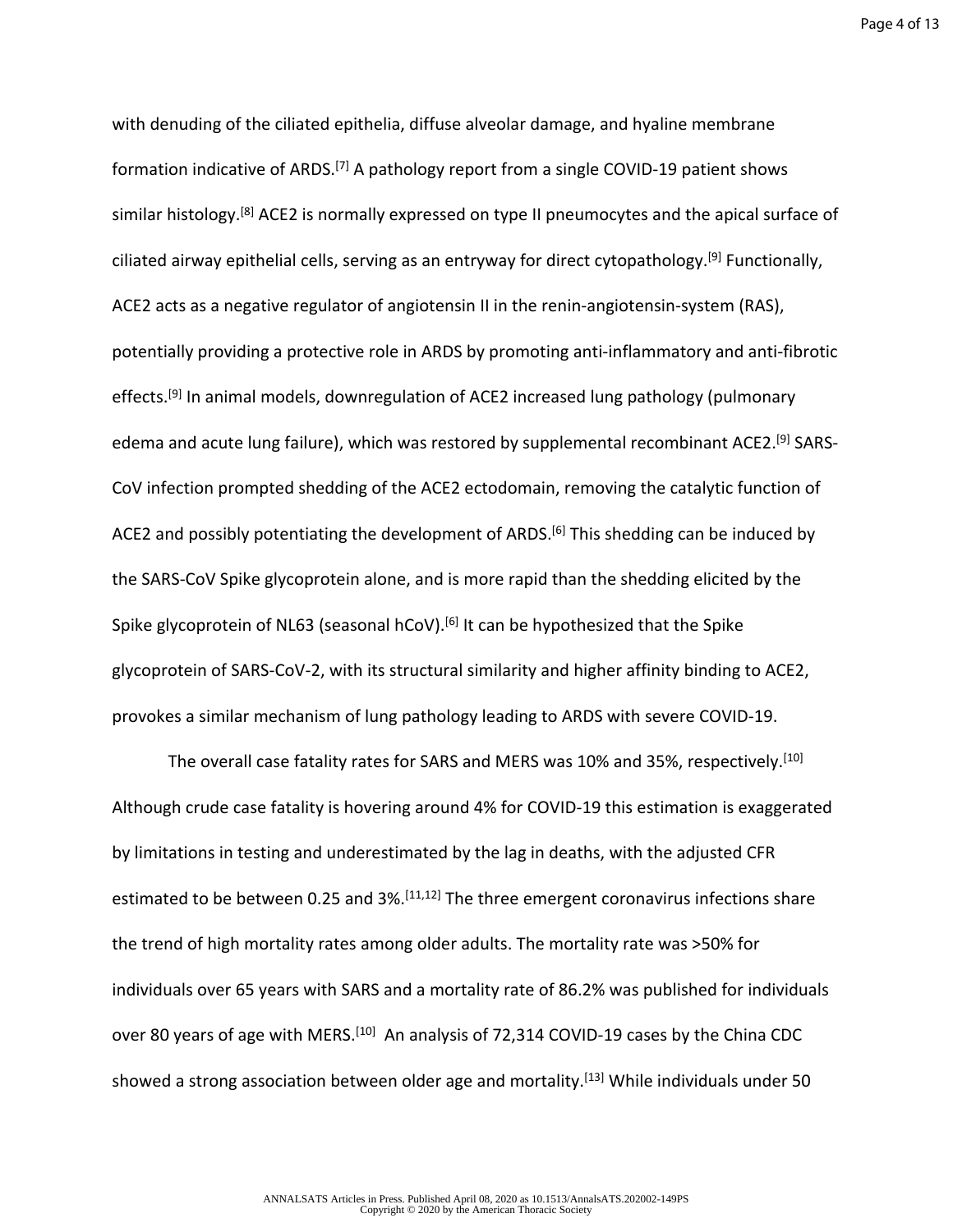with denuding of the ciliated epithelia, diffuse alveolar damage, and hyaline membrane formation indicative of ARDS.[7] A pathology report from a single COVID-19 patient shows similar histology.[8] ACE2 is normally expressed on type II pneumocytes and the apical surface of ciliated airway epithelial cells, serving as an entryway for direct cytopathology.[9] Functionally, ACE2 acts as a negative regulator of angiotensin II in the renin-angiotensin-system (RAS), potentially providing a protective role in ARDS by promoting anti-inflammatory and anti-fibrotic effects.[9] In animal models, downregulation of ACE2 increased lung pathology (pulmonary edema and acute lung failure), which was restored by supplemental recombinant ACE2.[9] SARS-CoV infection prompted shedding of the ACE2 ectodomain, removing the catalytic function of ACE2 and possibly potentiating the development of ARDS.[6] This shedding can be induced by the SARS-CoV Spike glycoprotein alone, and is more rapid than the shedding elicited by the Spike glycoprotein of NL63 (seasonal hCoV).[6] It can be hypothesized that the Spike glycoprotein of SARS-CoV-2, with its structural similarity and higher affinity binding to ACE2, provokes a similar mechanism of lung pathology leading to ARDS with severe COVID-19.

The overall case fatality rates for SARS and MERS was 10% and 35%, respectively.[10] Although crude case fatality is hovering around 4% for COVID-19 this estimation is exaggerated by limitations in testing and underestimated by the lag in deaths, with the adjusted CFR estimated to be between 0.25 and 3%.[11,12] The three emergent coronavirus infections share the trend of high mortality rates among older adults. The mortality rate was >50% for individuals over 65 years with SARS and a mortality rate of 86.2% was published for individuals over 80 years of age with MERS.[10] An analysis of 72,314 COVID-19 cases by the China CDC showed a strong association between older age and mortality.[13] While individuals under 50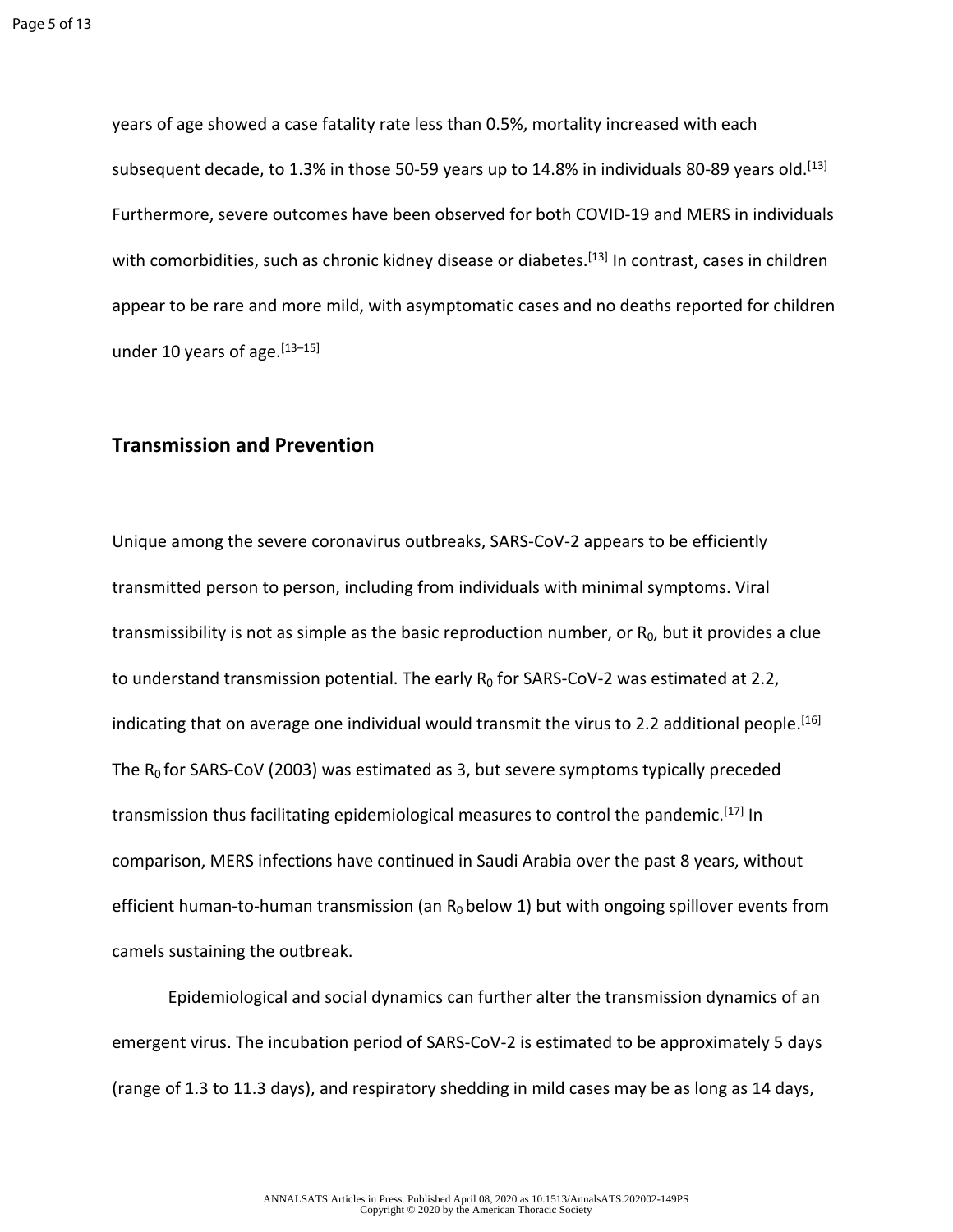years of age showed a case fatality rate less than 0.5%, mortality increased with each subsequent decade, to 1.3% in those 50-59 years up to 14.8% in individuals 80-89 years old.[13] Furthermore, severe outcomes have been observed for both COVID-19 and MERS in individuals with comorbidities, such as chronic kidney disease or diabetes.[13] In contrast, cases in children appear to be rare and more mild, with asymptomatic cases and no deaths reported for children under 10 years of age.[13–15]

## Transmission and Prevention

Unique among the severe coronavirus outbreaks, SARS-CoV-2 appears to be efficiently transmitted person to person, including from individuals with minimal symptoms. Viral transmissibility is not as simple as the basic reproduction number, or $R_0$, but it provides a clue to understand transmission potential. The early $R_0$ for SARS-CoV-2 was estimated at 2.2, indicating that on average one individual would transmit the virus to 2.2 additional people.[16] The $R_0$ for SARS-CoV (2003) was estimated as 3, but severe symptoms typically preceded transmission thus facilitating epidemiological measures to control the pandemic.[17] In comparison, MERS infections have continued in Saudi Arabia over the past 8 years, without efficient human-to-human transmission (an $R_0$ below 1) but with ongoing spillover events from camels sustaining the outbreak.

Epidemiological and social dynamics can further alter the transmission dynamics of an emergent virus. The incubation period of SARS-CoV-2 is estimated to be approximately 5 days (range of 1.3 to 11.3 days), and respiratory shedding in mild cases may be as long as 14 days,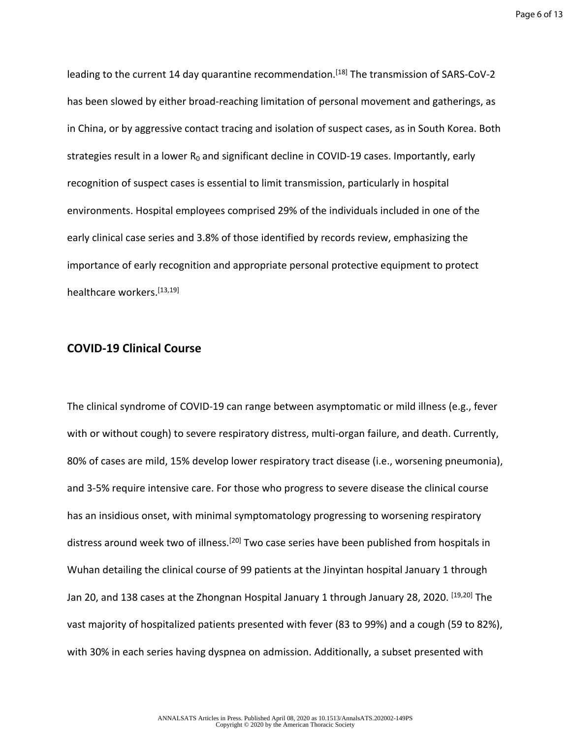leading to the current 14 day quarantine recommendation.[18] The transmission of SARS-CoV-2 has been slowed by either broad-reaching limitation of personal movement and gatherings, as in China, or by aggressive contact tracing and isolation of suspect cases, as in South Korea. Both strategies result in a lower $R_0$ and significant decline in COVID-19 cases. Importantly, early recognition of suspect cases is essential to limit transmission, particularly in hospital environments. Hospital employees comprised 29% of the individuals included in one of the early clinical case series and 3.8% of those identified by records review, emphasizing the importance of early recognition and appropriate personal protective equipment to protect healthcare workers.[13,19]

## COVID-19 Clinical Course

The clinical syndrome of COVID-19 can range between asymptomatic or mild illness (e.g., fever with or without cough) to severe respiratory distress, multi-organ failure, and death. Currently, 80% of cases are mild, 15% develop lower respiratory tract disease (i.e., worsening pneumonia), and 3-5% require intensive care. For those who progress to severe disease the clinical course has an insidious onset, with minimal symptomatology progressing to worsening respiratory distress around week two of illness.[20] Two case series have been published from hospitals in Wuhan detailing the clinical course of 99 patients at the Jinyintan hospital January 1 through Jan 20, and 138 cases at the Zhongnan Hospital January 1 through January 28, 2020. [19,20] The vast majority of hospitalized patients presented with fever (83 to 99%) and a cough (59 to 82%), with 30% in each series having dyspnea on admission. Additionally, a subset presented with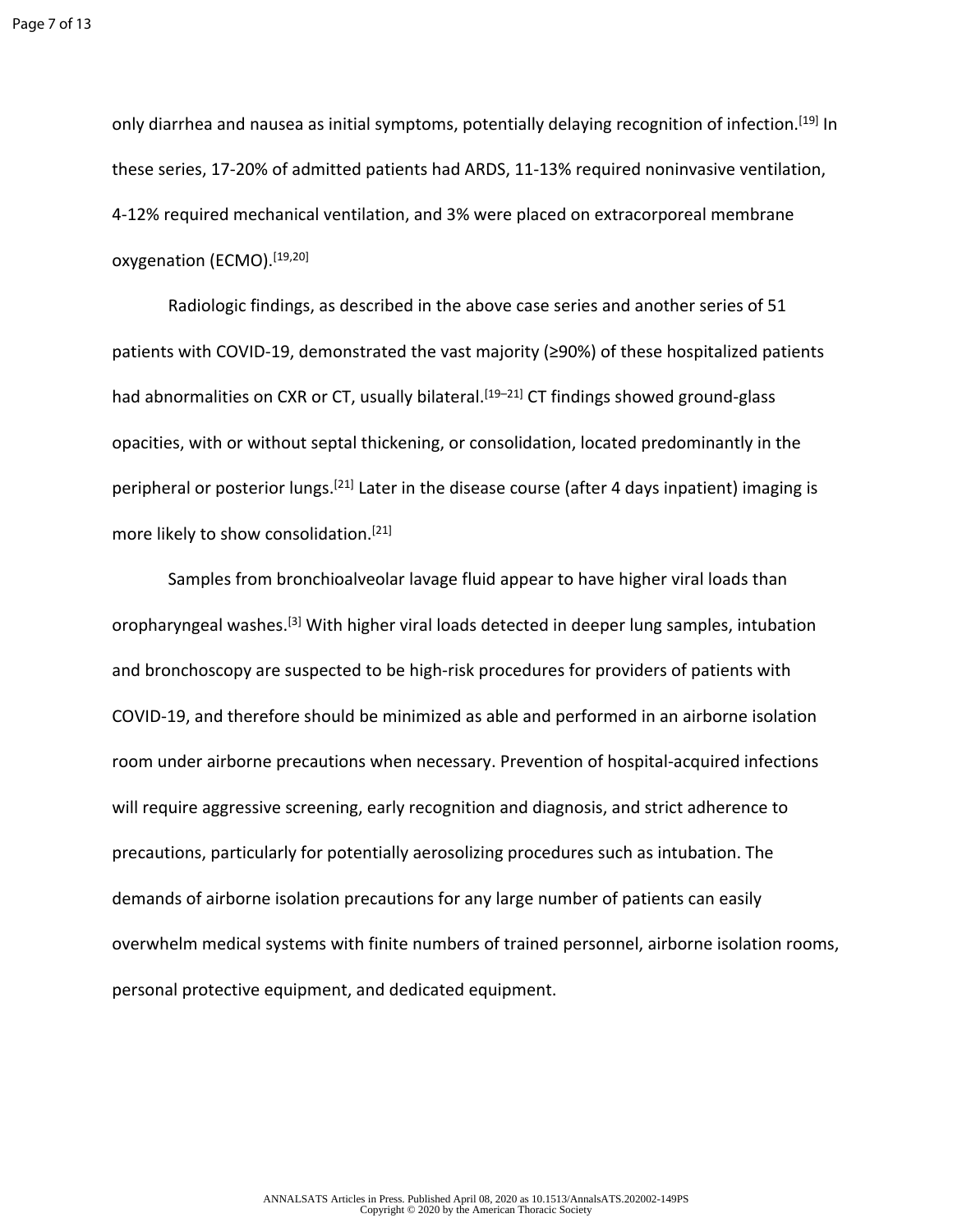only diarrhea and nausea as initial symptoms, potentially delaying recognition of infection.[19] In these series, 17-20% of admitted patients had ARDS, 11-13% required noninvasive ventilation, 4-12% required mechanical ventilation, and 3% were placed on extracorporeal membrane oxygenation (ECMO).[19,20]

Radiologic findings, as described in the above case series and another series of 51 patients with COVID-19, demonstrated the vast majority (≥90%) of these hospitalized patients had abnormalities on CXR or CT, usually bilateral.[19–21] CT findings showed ground-glass opacities, with or without septal thickening, or consolidation, located predominantly in the peripheral or posterior lungs.[21] Later in the disease course (after 4 days inpatient) imaging is more likely to show consolidation.[21]

Samples from bronchioalveolar lavage fluid appear to have higher viral loads than oropharyngeal washes.[3] With higher viral loads detected in deeper lung samples, intubation and bronchoscopy are suspected to be high-risk procedures for providers of patients with COVID-19, and therefore should be minimized as able and performed in an airborne isolation room under airborne precautions when necessary. Prevention of hospital-acquired infections will require aggressive screening, early recognition and diagnosis, and strict adherence to precautions, particularly for potentially aerosolizing procedures such as intubation. The demands of airborne isolation precautions for any large number of patients can easily overwhelm medical systems with finite numbers of trained personnel, airborne isolation rooms, personal protective equipment, and dedicated equipment.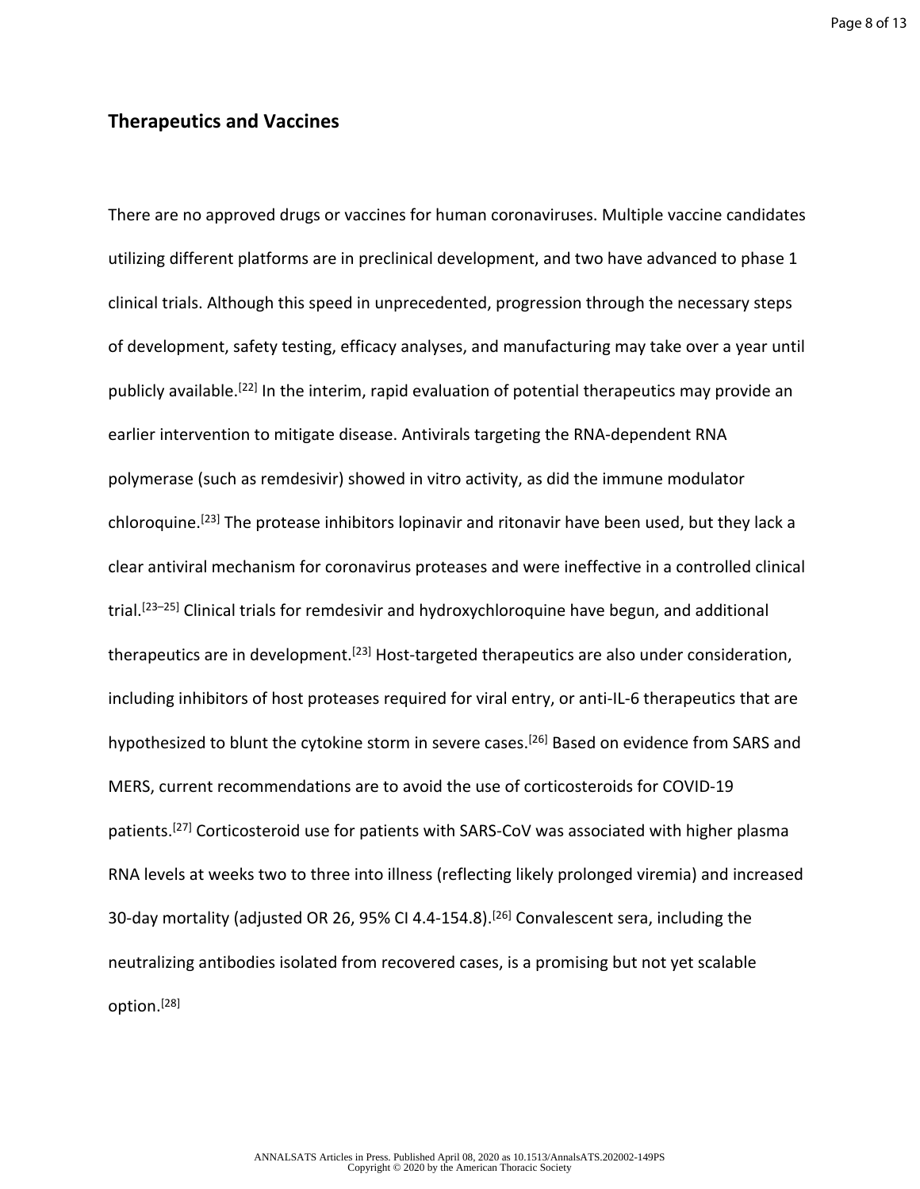## Therapeutics and Vaccines

There are no approved drugs or vaccines for human coronaviruses. Multiple vaccine candidates utilizing different platforms are in preclinical development, and two have advanced to phase 1 clinical trials. Although this speed in unprecedented, progression through the necessary steps of development, safety testing, efficacy analyses, and manufacturing may take over a year until publicly available.[22] In the interim, rapid evaluation of potential therapeutics may provide an earlier intervention to mitigate disease. Antivirals targeting the RNA-dependent RNA polymerase (such as remdesivir) showed in vitro activity, as did the immune modulator chloroquine.[23] The protease inhibitors lopinavir and ritonavir have been used, but they lack a clear antiviral mechanism for coronavirus proteases and were ineffective in a controlled clinical trial.[23–25] Clinical trials for remdesivir and hydroxychloroquine have begun, and additional therapeutics are in development.[23] Host-targeted therapeutics are also under consideration, including inhibitors of host proteases required for viral entry, or anti-IL-6 therapeutics that are hypothesized to blunt the cytokine storm in severe cases.[26] Based on evidence from SARS and MERS, current recommendations are to avoid the use of corticosteroids for COVID-19 patients.[27] Corticosteroid use for patients with SARS-CoV was associated with higher plasma RNA levels at weeks two to three into illness (reflecting likely prolonged viremia) and increased 30-day mortality (adjusted OR 26, 95% CI 4.4-154.8).[26] Convalescent sera, including the neutralizing antibodies isolated from recovered cases, is a promising but not yet scalable option.[28]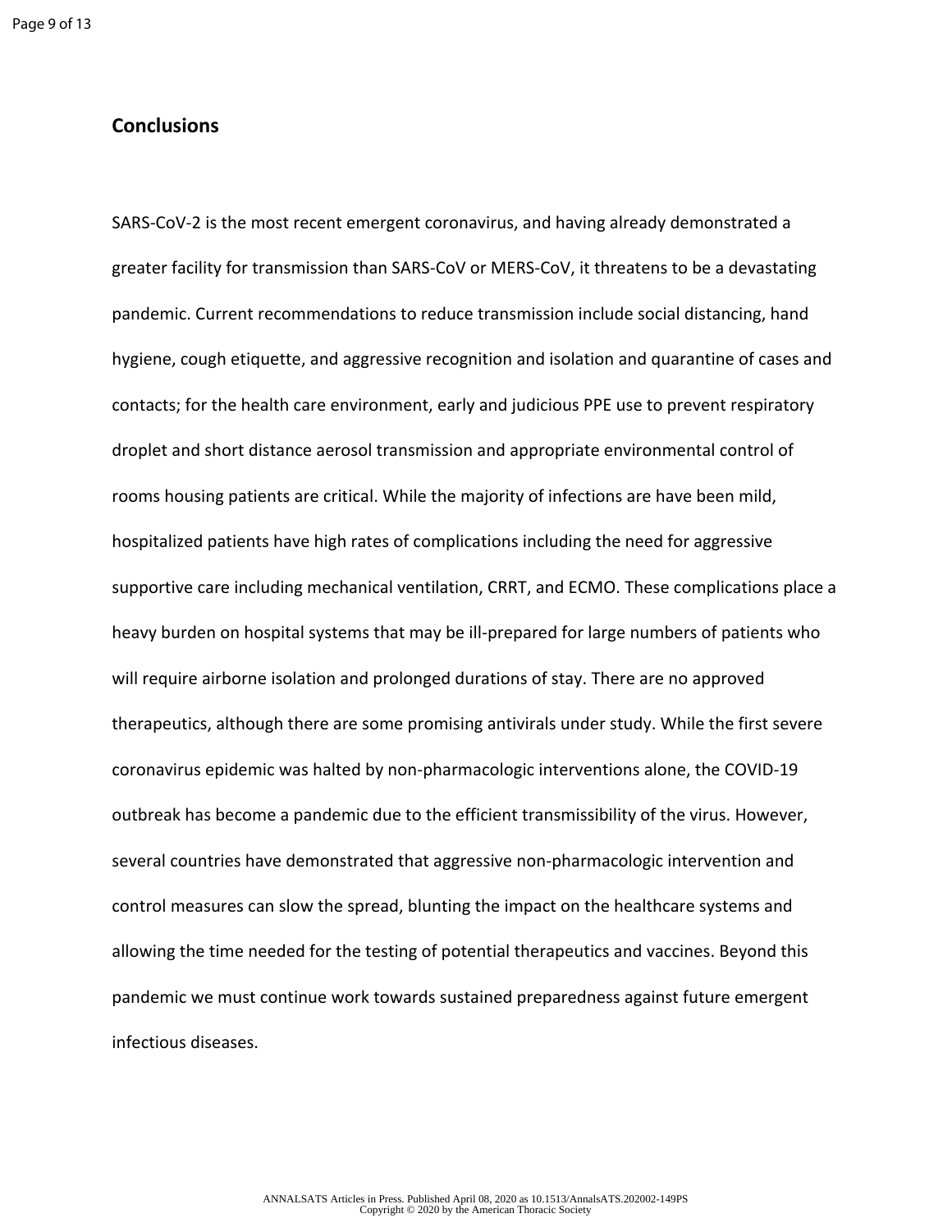## Conclusions

SARS-CoV-2 is the most recent emergent coronavirus, and having already demonstrated a greater facility for transmission than SARS-CoV or MERS-CoV, it threatens to be a devastating pandemic. Current recommendations to reduce transmission include social distancing, hand hygiene, cough etiquette, and aggressive recognition and isolation and quarantine of cases and contacts; for the health care environment, early and judicious PPE use to prevent respiratory droplet and short distance aerosol transmission and appropriate environmental control of rooms housing patients are critical. While the majority of infections are have been mild, hospitalized patients have high rates of complications including the need for aggressive supportive care including mechanical ventilation, CRRT, and ECMO. These complications place a heavy burden on hospital systems that may be ill-prepared for large numbers of patients who will require airborne isolation and prolonged durations of stay. There are no approved therapeutics, although there are some promising antivirals under study. While the first severe coronavirus epidemic was halted by non-pharmacologic interventions alone, the COVID-19 outbreak has become a pandemic due to the efficient transmissibility of the virus. However, several countries have demonstrated that aggressive non-pharmacologic intervention and control measures can slow the spread, blunting the impact on the healthcare systems and allowing the time needed for the testing of potential therapeutics and vaccines. Beyond this pandemic we must continue work towards sustained preparedness against future emergent infectious diseases.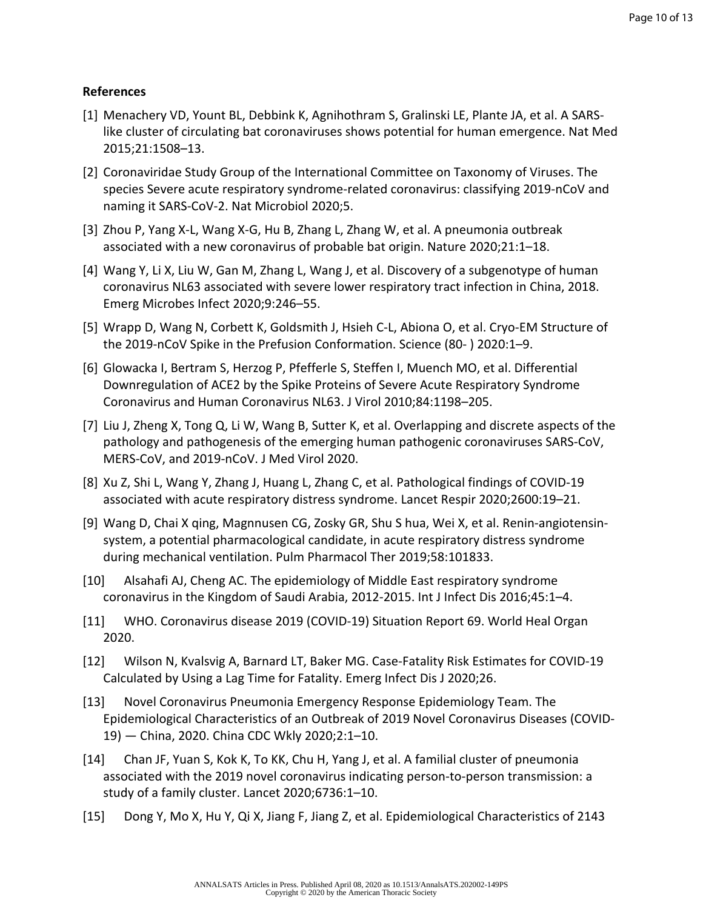**References**

[1] Menachery VD, Yount BL, Debbink K, Agnihothram S, Gralinski LE, Plante JA, et al. A SARS-like cluster of circulating bat coronaviruses shows potential for human emergence. Nat Med 2015;21:1508–13.

[2] Coronaviridae Study Group of the International Committee on Taxonomy of Viruses. The species Severe acute respiratory syndrome-related coronavirus: classifying 2019-nCoV and naming it SARS-CoV-2. Nat Microbiol 2020;5.

[3] Zhou P, Yang X-L, Wang X-G, Hu B, Zhang L, Zhang W, et al. A pneumonia outbreak associated with a new coronavirus of probable bat origin. Nature 2020;21:1–18.

[4] Wang Y, Li X, Liu W, Gan M, Zhang L, Wang J, et al. Discovery of a subgenotype of human coronavirus NL63 associated with severe lower respiratory tract infection in China, 2018. Emerg Microbes Infect 2020;9:246–55.

[5] Wrapp D, Wang N, Corbett K, Goldsmith J, Hsieh C-L, Abiona O, et al. Cryo-EM Structure of the 2019-nCoV Spike in the Prefusion Conformation. Science (80- ) 2020:1–9.

[6] Glowacka I, Bertram S, Herzog P, Pfefferle S, Steffen I, Muench MO, et al. Differential Downregulation of ACE2 by the Spike Proteins of Severe Acute Respiratory Syndrome Coronavirus and Human Coronavirus NL63. J Virol 2010;84:1198–205.

[7] Liu J, Zheng X, Tong Q, Li W, Wang B, Sutter K, et al. Overlapping and discrete aspects of the pathology and pathogenesis of the emerging human pathogenic coronaviruses SARS-CoV, MERS-CoV, and 2019-nCoV. J Med Virol 2020.

[8] Xu Z, Shi L, Wang Y, Zhang J, Huang L, Zhang C, et al. Pathological findings of COVID-19 associated with acute respiratory distress syndrome. Lancet Respir 2020;2600:19–21.

[9] Wang D, Chai X qing, Magnnusen CG, Zosky GR, Shu S hua, Wei X, et al. Renin-angiotensin-system, a potential pharmacological candidate, in acute respiratory distress syndrome during mechanical ventilation. Pulm Pharmacol Ther 2019;58:101833.

[10] Alsahafi AJ, Cheng AC. The epidemiology of Middle East respiratory syndrome coronavirus in the Kingdom of Saudi Arabia, 2012-2015. Int J Infect Dis 2016;45:1–4.

[11] WHO. Coronavirus disease 2019 (COVID-19) Situation Report 69. World Heal Organ 2020.

[12] Wilson N, Kvalsvig A, Barnard LT, Baker MG. Case-Fatality Risk Estimates for COVID-19 Calculated by Using a Lag Time for Fatality. Emerg Infect Dis J 2020;26.

[13] Novel Coronavirus Pneumonia Emergency Response Epidemiology Team. The Epidemiological Characteristics of an Outbreak of 2019 Novel Coronavirus Diseases (COVID-19) — China, 2020. China CDC Wkly 2020;2:1–10.

[14] Chan JF, Yuan S, Kok K, To KK, Chu H, Yang J, et al. A familial cluster of pneumonia associated with the 2019 novel coronavirus indicating person-to-person transmission: a study of a family cluster. Lancet 2020;6736:1–10.

[15] Dong Y, Mo X, Hu Y, Qi X, Jiang F, Jiang Z, et al. Epidemiological Characteristics of 2143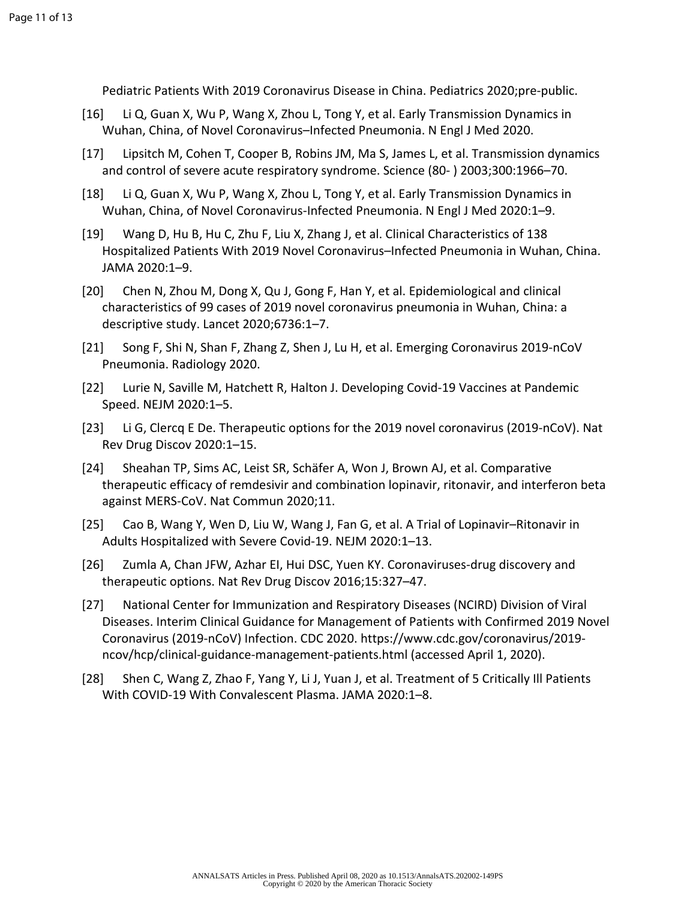Pediatric Patients With 2019 Coronavirus Disease in China. Pediatrics 2020;pre-public.

[16] Li Q, Guan X, Wu P, Wang X, Zhou L, Tong Y, et al. Early Transmission Dynamics in Wuhan, China, of Novel Coronavirus–Infected Pneumonia. N Engl J Med 2020.

[17] Lipsitch M, Cohen T, Cooper B, Robins JM, Ma S, James L, et al. Transmission dynamics and control of severe acute respiratory syndrome. Science (80- ) 2003;300:1966–70.

[18] Li Q, Guan X, Wu P, Wang X, Zhou L, Tong Y, et al. Early Transmission Dynamics in Wuhan, China, of Novel Coronavirus-Infected Pneumonia. N Engl J Med 2020:1–9.

[19] Wang D, Hu B, Hu C, Zhu F, Liu X, Zhang J, et al. Clinical Characteristics of 138 Hospitalized Patients With 2019 Novel Coronavirus–Infected Pneumonia in Wuhan, China. JAMA 2020:1–9.

[20] Chen N, Zhou M, Dong X, Qu J, Gong F, Han Y, et al. Epidemiological and clinical characteristics of 99 cases of 2019 novel coronavirus pneumonia in Wuhan, China: a descriptive study. Lancet 2020;6736:1–7.

[21] Song F, Shi N, Shan F, Zhang Z, Shen J, Lu H, et al. Emerging Coronavirus 2019-nCoV Pneumonia. Radiology 2020.

[22] Lurie N, Saville M, Hatchett R, Halton J. Developing Covid-19 Vaccines at Pandemic Speed. NEJM 2020:1–5.

[23] Li G, Clercq E De. Therapeutic options for the 2019 novel coronavirus (2019-nCoV). Nat Rev Drug Discov 2020:1–15.

[24] Sheahan TP, Sims AC, Leist SR, Schäfer A, Won J, Brown AJ, et al. Comparative therapeutic efficacy of remdesivir and combination lopinavir, ritonavir, and interferon beta against MERS-CoV. Nat Commun 2020;11.

[25] Cao B, Wang Y, Wen D, Liu W, Wang J, Fan G, et al. A Trial of Lopinavir–Ritonavir in Adults Hospitalized with Severe Covid-19. NEJM 2020:1–13.

[26] Zumla A, Chan JFW, Azhar EI, Hui DSC, Yuen KY. Coronaviruses-drug discovery and therapeutic options. Nat Rev Drug Discov 2016;15:327–47.

[27] National Center for Immunization and Respiratory Diseases (NCIRD) Division of Viral Diseases. Interim Clinical Guidance for Management of Patients with Confirmed 2019 Novel Coronavirus (2019-nCoV) Infection. CDC 2020. https://www.cdc.gov/coronavirus/2019-ncov/hcp/clinical-guidance-management-patients.html (accessed April 1, 2020).

[28] Shen C, Wang Z, Zhao F, Yang Y, Li J, Yuan J, et al. Treatment of 5 Critically Ill Patients With COVID-19 With Convalescent Plasma. JAMA 2020:1–8.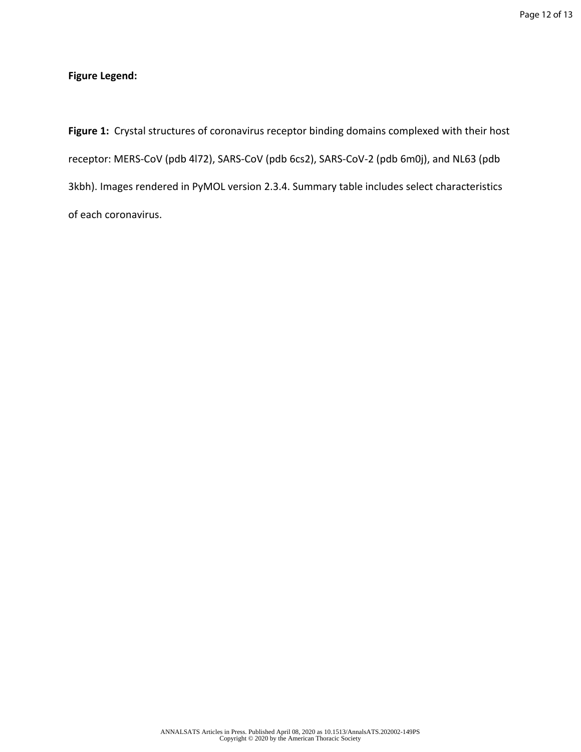**Figure Legend:**

**Figure 1:** Crystal structures of coronavirus receptor binding domains complexed with their host receptor: MERS-CoV (pdb 4l72), SARS-CoV (pdb 6cs2), SARS-CoV-2 (pdb 6m0j), and NL63 (pdb 3kbh). Images rendered in PyMOL version 2.3.4. Summary table includes select characteristics of each coronavirus.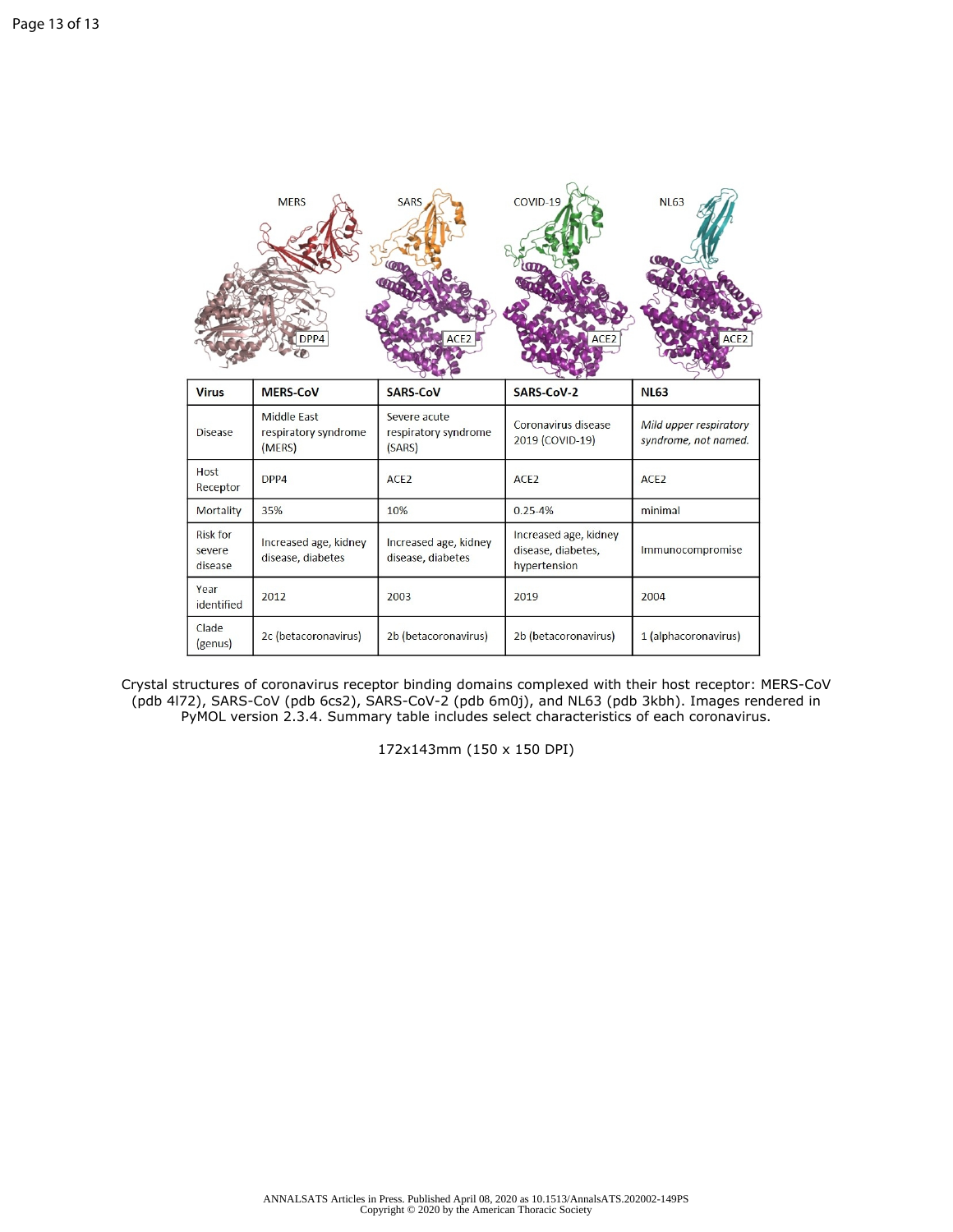MERS SARS COVID-19 NL63

DPP4 ACE2 ACE2 ACE2

| Virus | MERS-CoV | SARS-CoV | SARS-CoV-2 | NL63 |
|---|---|---|---|---|
| Disease | Middle East respiratory syndrome (MERS) | Severe acute respiratory syndrome (SARS) | Coronavirus disease 2019 (COVID-19) | *Mild upper respiratory syndrome, not named.* |
| Host Receptor | DPP4 | ACE2 | ACE2 | ACE2 |
| Mortality | 35% | 10% | 0.25-4% | minimal |
| Risk for severe disease | Increased age, kidney disease, diabetes | Increased age, kidney disease, diabetes | Increased age, kidney disease, diabetes, hypertension | Immunocompromise |
| Year identified | 2012 | 2003 | 2019 | 2004 |
| Clade (genus) | 2c (betacoronavirus) | 2b (betacoronavirus) | 2b (betacoronavirus) | 1 (alphacoronavirus) |

Crystal structures of coronavirus receptor binding domains complexed with their host receptor: MERS-CoV (pdb 4l72), SARS-CoV (pdb 6cs2), SARS-CoV-2 (pdb 6m0j), and NL63 (pdb 3kbh). Images rendered in PyMOL version 2.3.4. Summary table includes select characteristics of each coronavirus.

172x143mm (150 x 150 DPI)